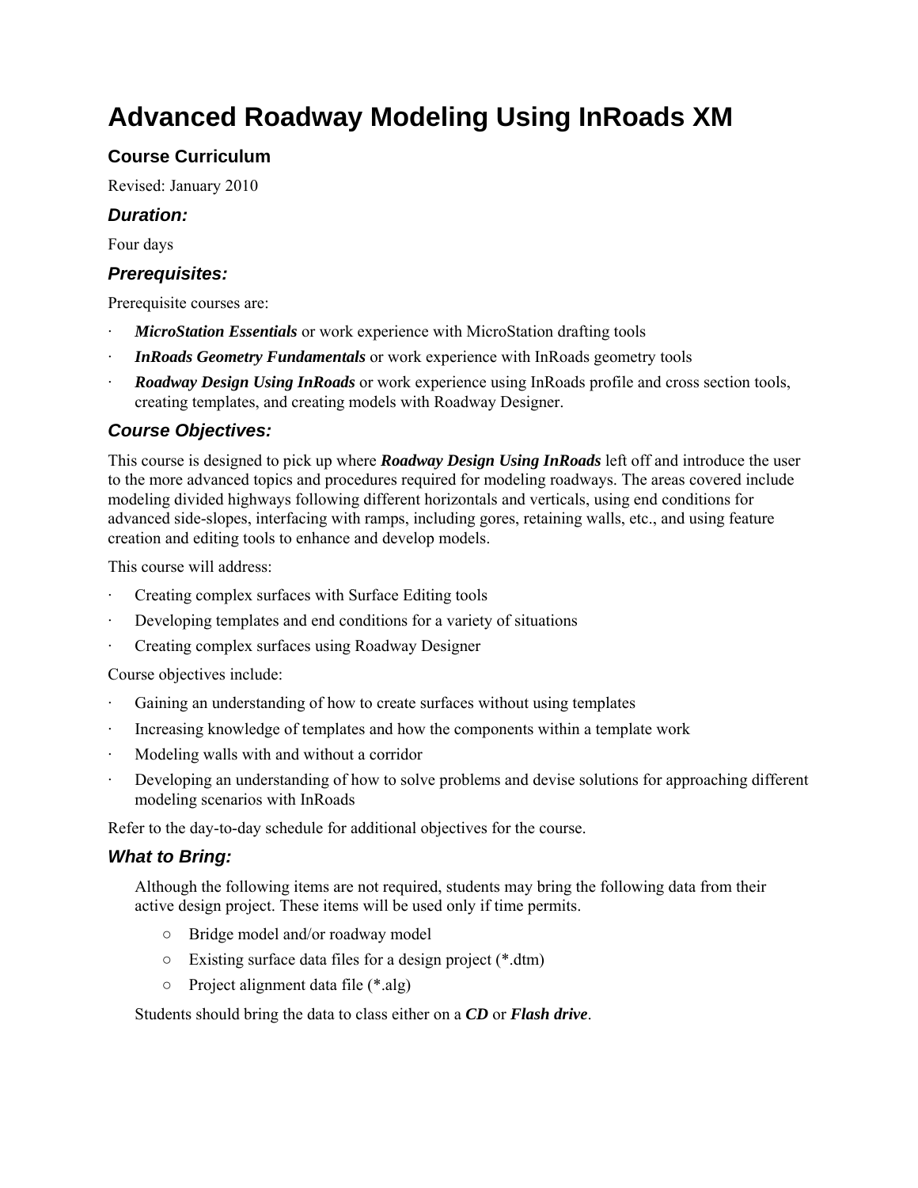# Advanced Roadway Modeling Using InRoads XM

## Course Curriculum

Revised: January 2010

### *Duration:*

Four days

### *Prerequisites:*

Prerequisite courses are:

- ***MicroStation Essentials*** or work experience with MicroStation drafting tools
- ***InRoads Geometry Fundamentals*** or work experience with InRoads geometry tools
- ***Roadway Design Using InRoads*** or work experience using InRoads profile and cross section tools, creating templates, and creating models with Roadway Designer.

### *Course Objectives:*

This course is designed to pick up where ***Roadway Design Using InRoads*** left off and introduce the user to the more advanced topics and procedures required for modeling roadways. The areas covered include modeling divided highways following different horizontals and verticals, using end conditions for advanced side-slopes, interfacing with ramps, including gores, retaining walls, etc., and using feature creation and editing tools to enhance and develop models.

This course will address:

- Creating complex surfaces with Surface Editing tools
- Developing templates and end conditions for a variety of situations
- Creating complex surfaces using Roadway Designer

Course objectives include:

- Gaining an understanding of how to create surfaces without using templates
- Increasing knowledge of templates and how the components within a template work
- Modeling walls with and without a corridor
- Developing an understanding of how to solve problems and devise solutions for approaching different modeling scenarios with InRoads

Refer to the day-to-day schedule for additional objectives for the course.

### *What to Bring:*

Although the following items are not required, students may bring the following data from their active design project. These items will be used only if time permits.

- Bridge model and/or roadway model
- Existing surface data files for a design project (*.dtm)
- Project alignment data file (*.alg)

Students should bring the data to class either on a ***CD*** or ***Flash drive***.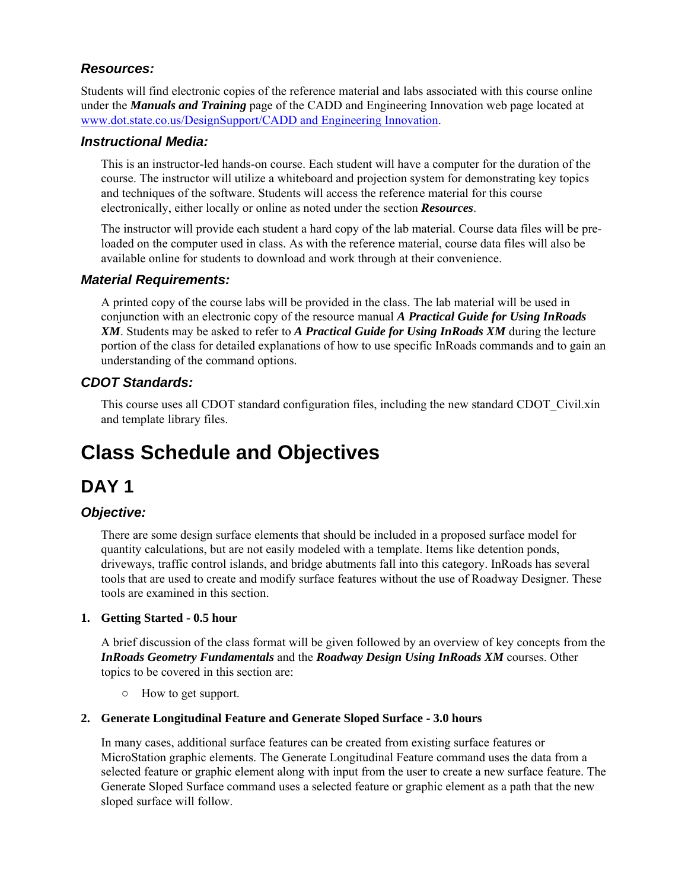### *Resources:*

Students will find electronic copies of the reference material and labs associated with this course online under the ***Manuals and Training*** page of the CADD and Engineering Innovation web page located at [www.dot.state.co.us/DesignSupport/CADD and Engineering Innovation](www.dot.state.co.us/DesignSupport/CADD and Engineering Innovation).

### *Instructional Media:*

This is an instructor-led hands-on course. Each student will have a computer for the duration of the course. The instructor will utilize a whiteboard and projection system for demonstrating key topics and techniques of the software. Students will access the reference material for this course electronically, either locally or online as noted under the section ***Resources***.

The instructor will provide each student a hard copy of the lab material. Course data files will be pre-loaded on the computer used in class. As with the reference material, course data files will also be available online for students to download and work through at their convenience.

### *Material Requirements:*

A printed copy of the course labs will be provided in the class. The lab material will be used in conjunction with an electronic copy of the resource manual ***A Practical Guide for Using InRoads XM***. Students may be asked to refer to ***A Practical Guide for Using InRoads XM*** during the lecture portion of the class for detailed explanations of how to use specific InRoads commands and to gain an understanding of the command options.

### *CDOT Standards:*

This course uses all CDOT standard configuration files, including the new standard CDOT_Civil.xin and template library files.

# Class Schedule and Objectives

## DAY 1

### *Objective:*

There are some design surface elements that should be included in a proposed surface model for quantity calculations, but are not easily modeled with a template. Items like detention ponds, driveways, traffic control islands, and bridge abutments fall into this category. InRoads has several tools that are used to create and modify surface features without the use of Roadway Designer. These tools are examined in this section.

**1. Getting Started - 0.5 hour**

A brief discussion of the class format will be given followed by an overview of key concepts from the ***InRoads Geometry Fundamentals*** and the ***Roadway Design Using InRoads XM*** courses. Other topics to be covered in this section are:

- How to get support.

**2. Generate Longitudinal Feature and Generate Sloped Surface - 3.0 hours**

In many cases, additional surface features can be created from existing surface features or MicroStation graphic elements. The Generate Longitudinal Feature command uses the data from a selected feature or graphic element along with input from the user to create a new surface feature. The Generate Sloped Surface command uses a selected feature or graphic element as a path that the new sloped surface will follow.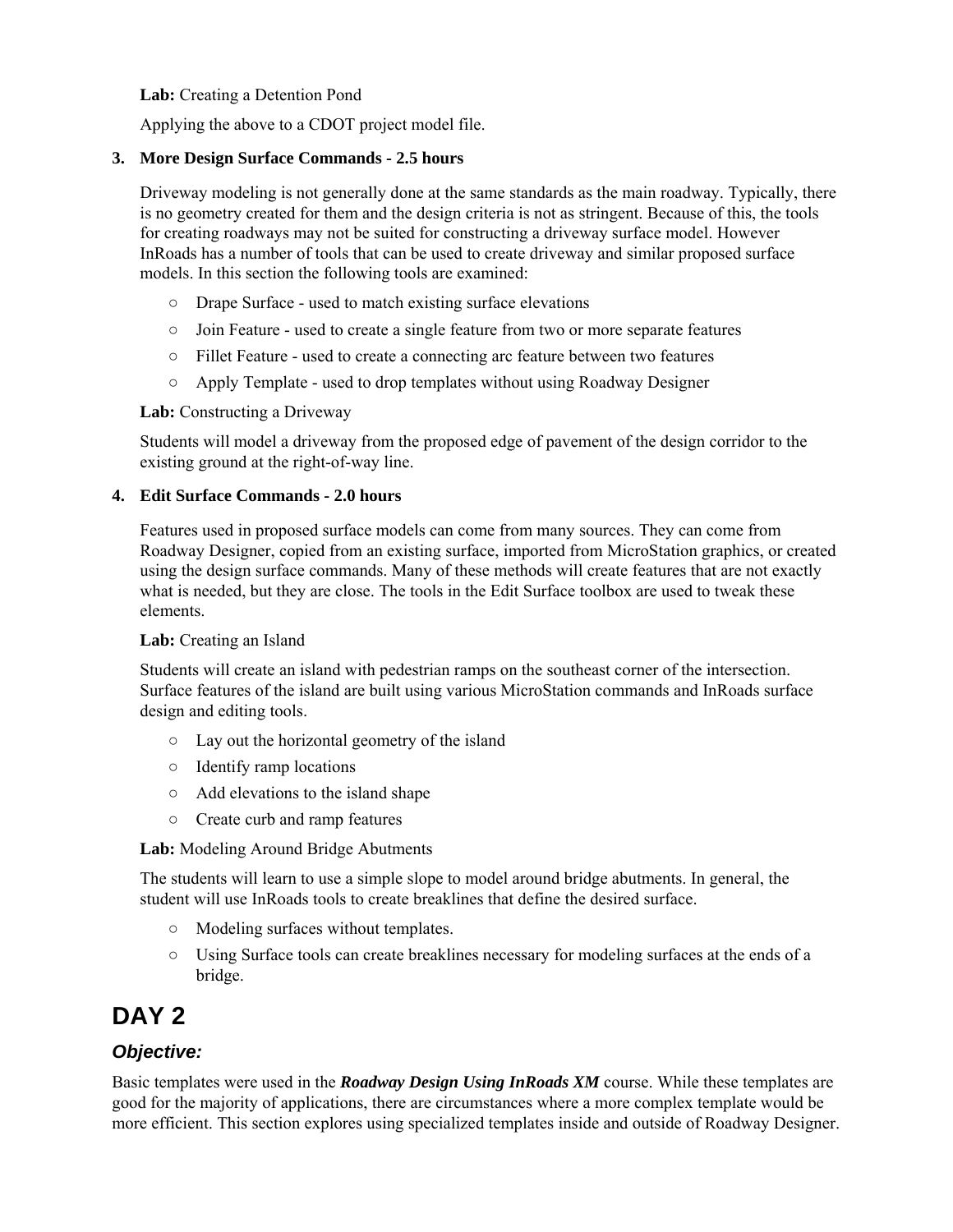**Lab:** Creating a Detention Pond

Applying the above to a CDOT project model file.

3. **More Design Surface Commands - 2.5 hours**

   Driveway modeling is not generally done at the same standards as the main roadway. Typically, there is no geometry created for them and the design criteria is not as stringent. Because of this, the tools for creating roadways may not be suited for constructing a driveway surface model. However InRoads has a number of tools that can be used to create driveway and similar proposed surface models. In this section the following tools are examined:

   - Drape Surface - used to match existing surface elevations
   - Join Feature - used to create a single feature from two or more separate features
   - Fillet Feature - used to create a connecting arc feature between two features
   - Apply Template - used to drop templates without using Roadway Designer

   **Lab:** Constructing a Driveway

   Students will model a driveway from the proposed edge of pavement of the design corridor to the existing ground at the right-of-way line.

4. **Edit Surface Commands - 2.0 hours**

   Features used in proposed surface models can come from many sources. They can come from Roadway Designer, copied from an existing surface, imported from MicroStation graphics, or created using the design surface commands. Many of these methods will create features that are not exactly what is needed, but they are close. The tools in the Edit Surface toolbox are used to tweak these elements.

   **Lab:** Creating an Island

   Students will create an island with pedestrian ramps on the southeast corner of the intersection. Surface features of the island are built using various MicroStation commands and InRoads surface design and editing tools.

   - Lay out the horizontal geometry of the island
   - Identify ramp locations
   - Add elevations to the island shape
   - Create curb and ramp features

   **Lab:** Modeling Around Bridge Abutments

   The students will learn to use a simple slope to model around bridge abutments. In general, the student will use InRoads tools to create breaklines that define the desired surface.

   - Modeling surfaces without templates.
   - Using Surface tools can create breaklines necessary for modeling surfaces at the ends of a bridge.

# DAY 2

## *Objective:*

Basic templates were used in the ***Roadway Design Using InRoads XM*** course. While these templates are good for the majority of applications, there are circumstances where a more complex template would be more efficient. This section explores using specialized templates inside and outside of Roadway Designer.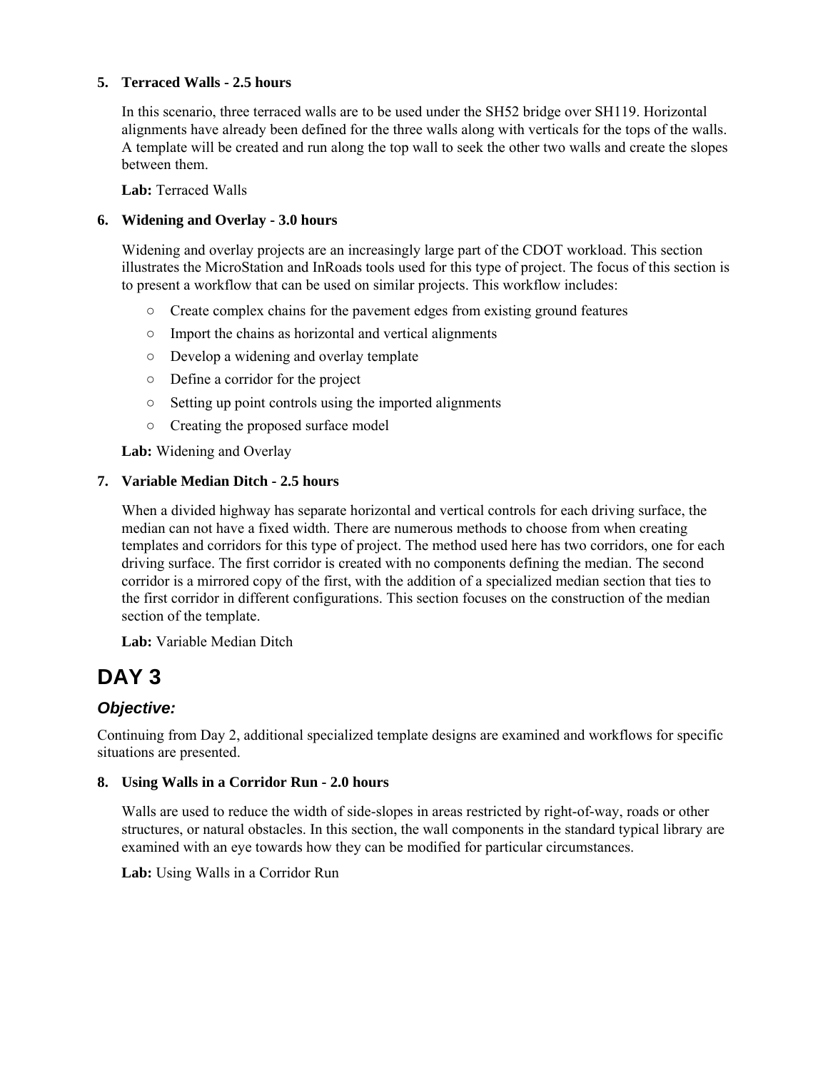**5. Terraced Walls - 2.5 hours**

In this scenario, three terraced walls are to be used under the SH52 bridge over SH119. Horizontal alignments have already been defined for the three walls along with verticals for the tops of the walls. A template will be created and run along the top wall to seek the other two walls and create the slopes between them.

**Lab:** Terraced Walls

**6. Widening and Overlay - 3.0 hours**

Widening and overlay projects are an increasingly large part of the CDOT workload. This section illustrates the MicroStation and InRoads tools used for this type of project. The focus of this section is to present a workflow that can be used on similar projects. This workflow includes:

- Create complex chains for the pavement edges from existing ground features
- Import the chains as horizontal and vertical alignments
- Develop a widening and overlay template
- Define a corridor for the project
- Setting up point controls using the imported alignments
- Creating the proposed surface model

**Lab:** Widening and Overlay

**7. Variable Median Ditch - 2.5 hours**

When a divided highway has separate horizontal and vertical controls for each driving surface, the median can not have a fixed width. There are numerous methods to choose from when creating templates and corridors for this type of project. The method used here has two corridors, one for each driving surface. The first corridor is created with no components defining the median. The second corridor is a mirrored copy of the first, with the addition of a specialized median section that ties to the first corridor in different configurations. This section focuses on the construction of the median section of the template.

**Lab:** Variable Median Ditch

# DAY 3

## *Objective:*

Continuing from Day 2, additional specialized template designs are examined and workflows for specific situations are presented.

**8. Using Walls in a Corridor Run - 2.0 hours**

Walls are used to reduce the width of side-slopes in areas restricted by right-of-way, roads or other structures, or natural obstacles. In this section, the wall components in the standard typical library are examined with an eye towards how they can be modified for particular circumstances.

**Lab:** Using Walls in a Corridor Run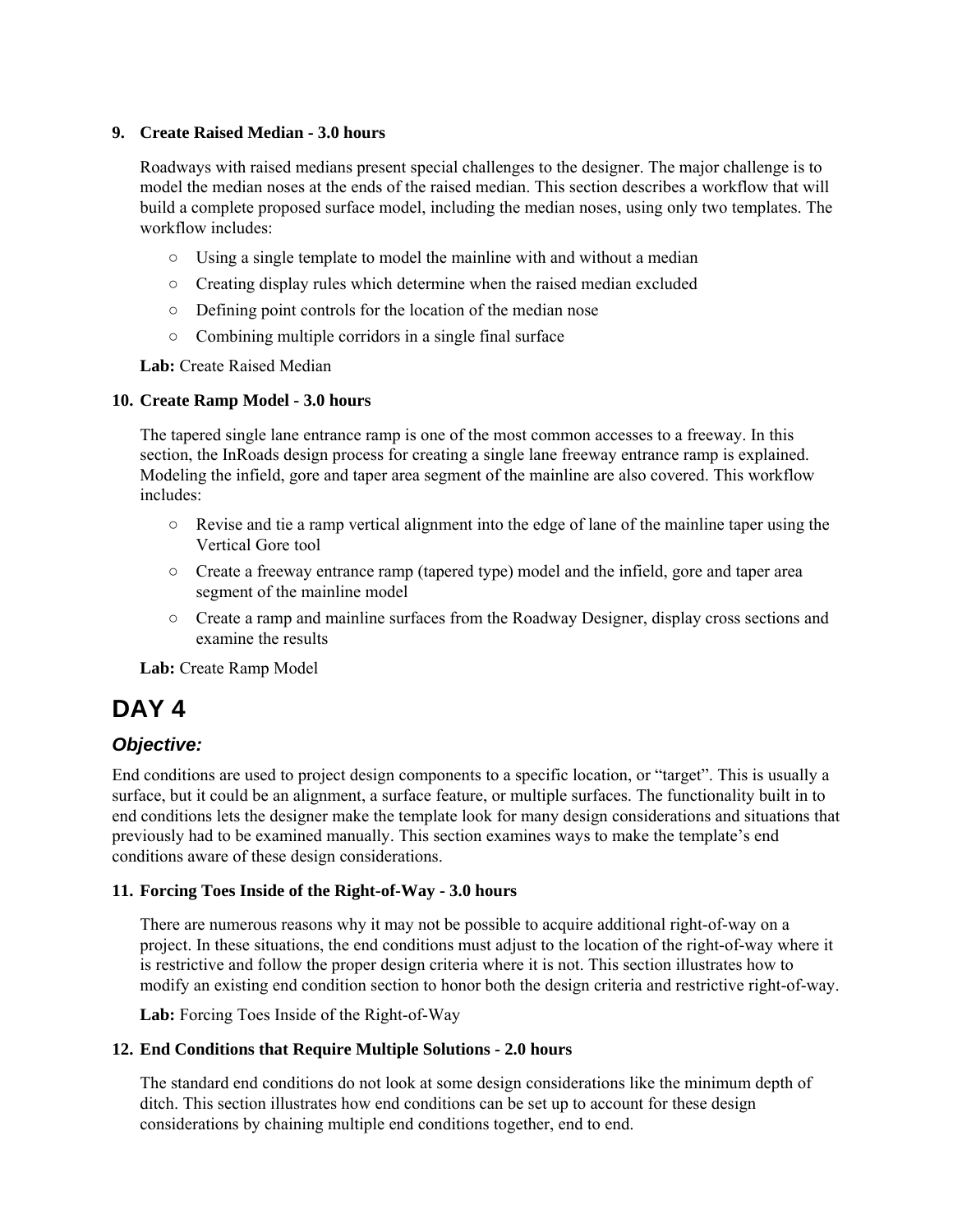9. **Create Raised Median - 3.0 hours**

   Roadways with raised medians present special challenges to the designer. The major challenge is to model the median noses at the ends of the raised median. This section describes a workflow that will build a complete proposed surface model, including the median noses, using only two templates. The workflow includes:

   - Using a single template to model the mainline with and without a median
   - Creating display rules which determine when the raised median excluded
   - Defining point controls for the location of the median nose
   - Combining multiple corridors in a single final surface

   **Lab:** Create Raised Median

10. **Create Ramp Model - 3.0 hours**

    The tapered single lane entrance ramp is one of the most common accesses to a freeway. In this section, the InRoads design process for creating a single lane freeway entrance ramp is explained. Modeling the infield, gore and taper area segment of the mainline are also covered. This workflow includes:

    - Revise and tie a ramp vertical alignment into the edge of lane of the mainline taper using the Vertical Gore tool
    - Create a freeway entrance ramp (tapered type) model and the infield, gore and taper area segment of the mainline model
    - Create a ramp and mainline surfaces from the Roadway Designer, display cross sections and examine the results

    **Lab:** Create Ramp Model

# DAY 4

## *Objective:*

End conditions are used to project design components to a specific location, or "target". This is usually a surface, but it could be an alignment, a surface feature, or multiple surfaces. The functionality built in to end conditions lets the designer make the template look for many design considerations and situations that previously had to be examined manually. This section examines ways to make the template's end conditions aware of these design considerations.

11. **Forcing Toes Inside of the Right-of-Way - 3.0 hours**

    There are numerous reasons why it may not be possible to acquire additional right-of-way on a project. In these situations, the end conditions must adjust to the location of the right-of-way where it is restrictive and follow the proper design criteria where it is not. This section illustrates how to modify an existing end condition section to honor both the design criteria and restrictive right-of-way.

    **Lab:** Forcing Toes Inside of the Right-of-Way

12. **End Conditions that Require Multiple Solutions - 2.0 hours**

    The standard end conditions do not look at some design considerations like the minimum depth of ditch. This section illustrates how end conditions can be set up to account for these design considerations by chaining multiple end conditions together, end to end.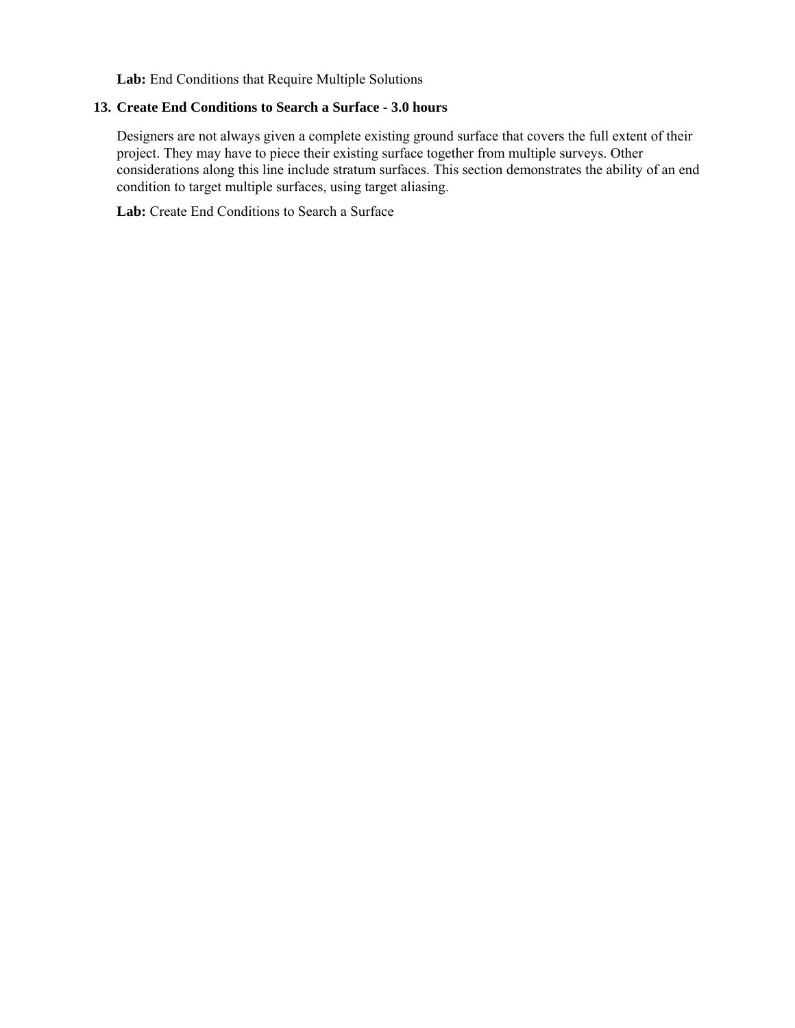**Lab:** End Conditions that Require Multiple Solutions

13. **Create End Conditions to Search a Surface - 3.0 hours**

    Designers are not always given a complete existing ground surface that covers the full extent of their project. They may have to piece their existing surface together from multiple surveys. Other considerations along this line include stratum surfaces. This section demonstrates the ability of an end condition to target multiple surfaces, using target aliasing.

    **Lab:** Create End Conditions to Search a Surface